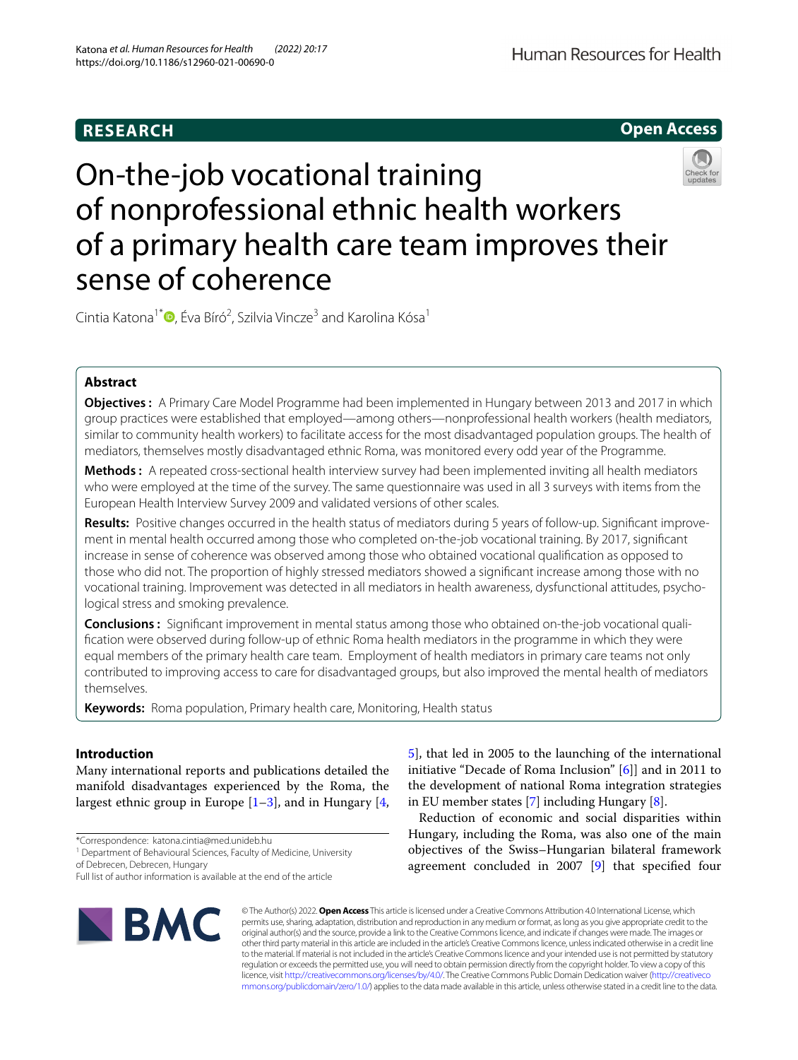RESEARCH

Open Access

# On-the-job vocational training of nonprofessional ethnic health workers of a primary health care team improves their sense of coherence

Cintia Katona[1*], Éva Bíró[2], Szilvia Vincze[3] and Karolina Kósa[1]

## Abstract

**Objectives:** A Primary Care Model Programme had been implemented in Hungary between 2013 and 2017 in which group practices were established that employed—among others—nonprofessional health workers (health mediators, similar to community health workers) to facilitate access for the most disadvantaged population groups. The health of mediators, themselves mostly disadvantaged ethnic Roma, was monitored every odd year of the Programme.

**Methods:** A repeated cross-sectional health interview survey had been implemented inviting all health mediators who were employed at the time of the survey. The same questionnaire was used in all 3 surveys with items from the European Health Interview Survey 2009 and validated versions of other scales.

**Results:** Positive changes occurred in the health status of mediators during 5 years of follow-up. Significant improvement in mental health occurred among those who completed on-the-job vocational training. By 2017, significant increase in sense of coherence was observed among those who obtained vocational qualification as opposed to those who did not. The proportion of highly stressed mediators showed a significant increase among those with no vocational training. Improvement was detected in all mediators in health awareness, dysfunctional attitudes, psychological stress and smoking prevalence.

**Conclusions:** Significant improvement in mental status among those who obtained on-the-job vocational qualification were observed during follow-up of ethnic Roma health mediators in the programme in which they were equal members of the primary health care team. Employment of health mediators in primary care teams not only contributed to improving access to care for disadvantaged groups, but also improved the mental health of mediators themselves.

**Keywords:** Roma population, Primary health care, Monitoring, Health status

## Introduction

Many international reports and publications detailed the manifold disadvantages experienced by the Roma, the largest ethnic group in Europe [1–3], and in Hungary [4, 5], that led in 2005 to the launching of the international initiative "Decade of Roma Inclusion" [6]] and in 2011 to the development of national Roma integration strategies in EU member states [7] including Hungary [8].

Reduction of economic and social disparities within Hungary, including the Roma, was also one of the main objectives of the Swiss–Hungarian bilateral framework agreement concluded in 2007 [9] that specified four

*Correspondence: katona.cintia@med.unideb.hu

[1] Department of Behavioural Sciences, Faculty of Medicine, University of Debrecen, Debrecen, Hungary

Full list of author information is available at the end of the article

© The Author(s) 2022. **Open Access** This article is licensed under a Creative Commons Attribution 4.0 International License, which permits use, sharing, adaptation, distribution and reproduction in any medium or format, as long as you give appropriate credit to the original author(s) and the source, provide a link to the Creative Commons licence, and indicate if changes were made. The images or other third party material in this article are included in the article's Creative Commons licence, unless indicated otherwise in a credit line to the material. If material is not included in the article's Creative Commons licence and your intended use is not permitted by statutory regulation or exceeds the permitted use, you will need to obtain permission directly from the copyright holder. To view a copy of this licence, visit http://creativecommons.org/licenses/by/4.0/. The Creative Commons Public Domain Dedication waiver (http://creativecommons.org/publicdomain/zero/1.0/) applies to the data made available in this article, unless otherwise stated in a credit line to the data.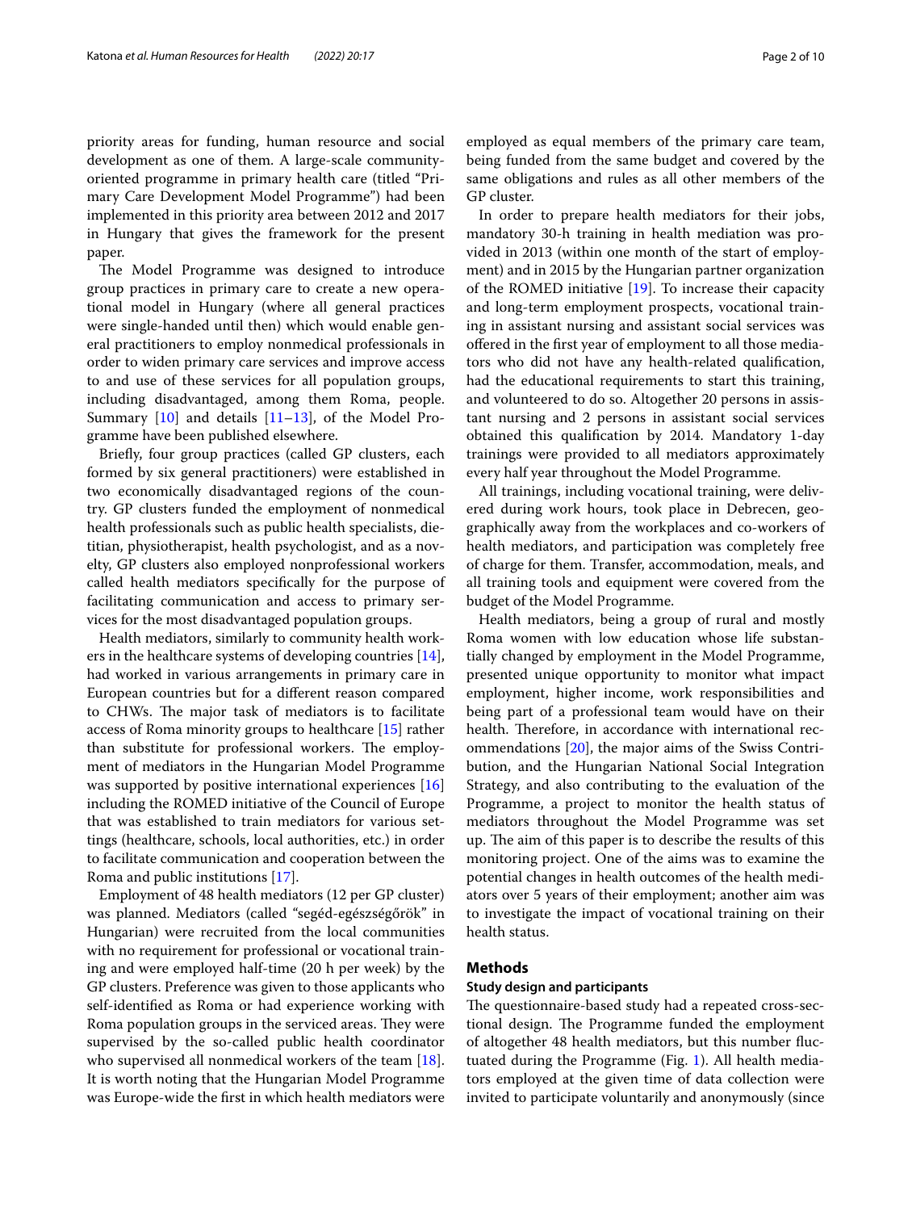priority areas for funding, human resource and social development as one of them. A large-scale community-oriented programme in primary health care (titled "Primary Care Development Model Programme") had been implemented in this priority area between 2012 and 2017 in Hungary that gives the framework for the present paper.

The Model Programme was designed to introduce group practices in primary care to create a new operational model in Hungary (where all general practices were single-handed until then) which would enable general practitioners to employ nonmedical professionals in order to widen primary care services and improve access to and use of these services for all population groups, including disadvantaged, among them Roma, people. Summary [10] and details [11–13], of the Model Programme have been published elsewhere.

Briefly, four group practices (called GP clusters, each formed by six general practitioners) were established in two economically disadvantaged regions of the country. GP clusters funded the employment of nonmedical health professionals such as public health specialists, dietitian, physiotherapist, health psychologist, and as a novelty, GP clusters also employed nonprofessional workers called health mediators specifically for the purpose of facilitating communication and access to primary services for the most disadvantaged population groups.

Health mediators, similarly to community health workers in the healthcare systems of developing countries [14], had worked in various arrangements in primary care in European countries but for a different reason compared to CHWs. The major task of mediators is to facilitate access of Roma minority groups to healthcare [15] rather than substitute for professional workers. The employment of mediators in the Hungarian Model Programme was supported by positive international experiences [16] including the ROMED initiative of the Council of Europe that was established to train mediators for various settings (healthcare, schools, local authorities, etc.) in order to facilitate communication and cooperation between the Roma and public institutions [17].

Employment of 48 health mediators (12 per GP cluster) was planned. Mediators (called "segéd-egészségőrök" in Hungarian) were recruited from the local communities with no requirement for professional or vocational training and were employed half-time (20 h per week) by the GP clusters. Preference was given to those applicants who self-identified as Roma or had experience working with Roma population groups in the serviced areas. They were supervised by the so-called public health coordinator who supervised all nonmedical workers of the team [18]. It is worth noting that the Hungarian Model Programme was Europe-wide the first in which health mediators were employed as equal members of the primary care team, being funded from the same budget and covered by the same obligations and rules as all other members of the GP cluster.

In order to prepare health mediators for their jobs, mandatory 30-h training in health mediation was provided in 2013 (within one month of the start of employment) and in 2015 by the Hungarian partner organization of the ROMED initiative [19]. To increase their capacity and long-term employment prospects, vocational training in assistant nursing and assistant social services was offered in the first year of employment to all those mediators who did not have any health-related qualification, had the educational requirements to start this training, and volunteered to do so. Altogether 20 persons in assistant nursing and 2 persons in assistant social services obtained this qualification by 2014. Mandatory 1-day trainings were provided to all mediators approximately every half year throughout the Model Programme.

All trainings, including vocational training, were delivered during work hours, took place in Debrecen, geographically away from the workplaces and co-workers of health mediators, and participation was completely free of charge for them. Transfer, accommodation, meals, and all training tools and equipment were covered from the budget of the Model Programme.

Health mediators, being a group of rural and mostly Roma women with low education whose life substantially changed by employment in the Model Programme, presented unique opportunity to monitor what impact employment, higher income, work responsibilities and being part of a professional team would have on their health. Therefore, in accordance with international recommendations [20], the major aims of the Swiss Contribution, and the Hungarian National Social Integration Strategy, and also contributing to the evaluation of the Programme, a project to monitor the health status of mediators throughout the Model Programme was set up. The aim of this paper is to describe the results of this monitoring project. One of the aims was to examine the potential changes in health outcomes of the health mediators over 5 years of their employment; another aim was to investigate the impact of vocational training on their health status.

## Methods

### Study design and participants

The questionnaire-based study had a repeated cross-sectional design. The Programme funded the employment of altogether 48 health mediators, but this number fluctuated during the Programme (Fig. 1). All health mediators employed at the given time of data collection were invited to participate voluntarily and anonymously (since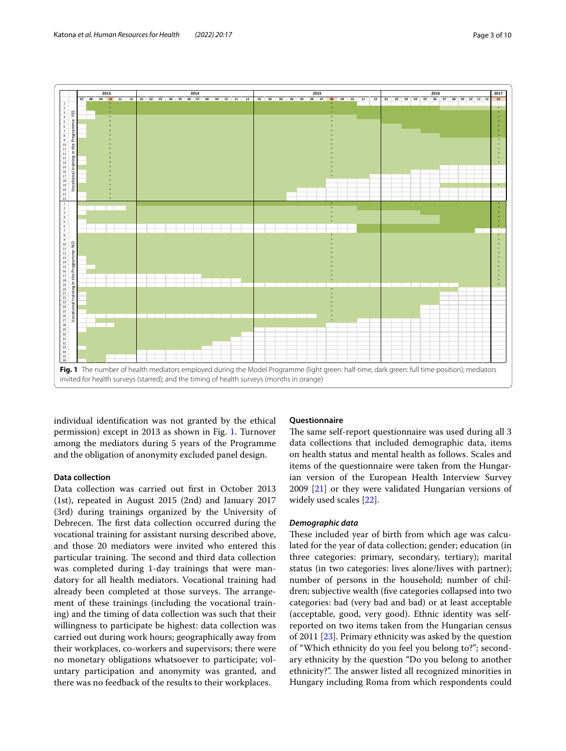Fig. 1 The number of health mediators employed during the Model Programme (light green: half-time, dark green: full time position); mediators invited for health surveys (starred); and the timing of health surveys (months in orange)

individual identification was not granted by the ethical permission) except in 2013 as shown in Fig. 1. Turnover among the mediators during 5 years of the Programme and the obligation of anonymity excluded panel design.

### Data collection

Data collection was carried out first in October 2013 (1st), repeated in August 2015 (2nd) and January 2017 (3rd) during trainings organized by the University of Debrecen. The first data collection occurred during the vocational training for assistant nursing described above, and those 20 mediators were invited who entered this particular training. The second and third data collection was completed during 1-day trainings that were mandatory for all health mediators. Vocational training had already been completed at those surveys. The arrangement of these trainings (including the vocational training) and the timing of data collection was such that their willingness to participate be highest: data collection was carried out during work hours; geographically away from their workplaces, co-workers and supervisors; there were no monetary obligations whatsoever to participate; voluntary participation and anonymity was granted, and there was no feedback of the results to their workplaces.

### Questionnaire

The same self-report questionnaire was used during all 3 data collections that included demographic data, items on health status and mental health as follows. Scales and items of the questionnaire were taken from the Hungarian version of the European Health Interview Survey 2009 [21] or they were validated Hungarian versions of widely used scales [22].

#### *Demographic data*

These included year of birth from which age was calculated for the year of data collection; gender; education (in three categories: primary, secondary, tertiary); marital status (in two categories: lives alone/lives with partner); number of persons in the household; number of children; subjective wealth (five categories collapsed into two categories: bad (very bad and bad) or at least acceptable (acceptable, good, very good). Ethnic identity was self-reported on two items taken from the Hungarian census of 2011 [23]. Primary ethnicity was asked by the question of "Which ethnicity do you feel you belong to?"; secondary ethnicity by the question "Do you belong to another ethnicity?". The answer listed all recognized minorities in Hungary including Roma from which respondents could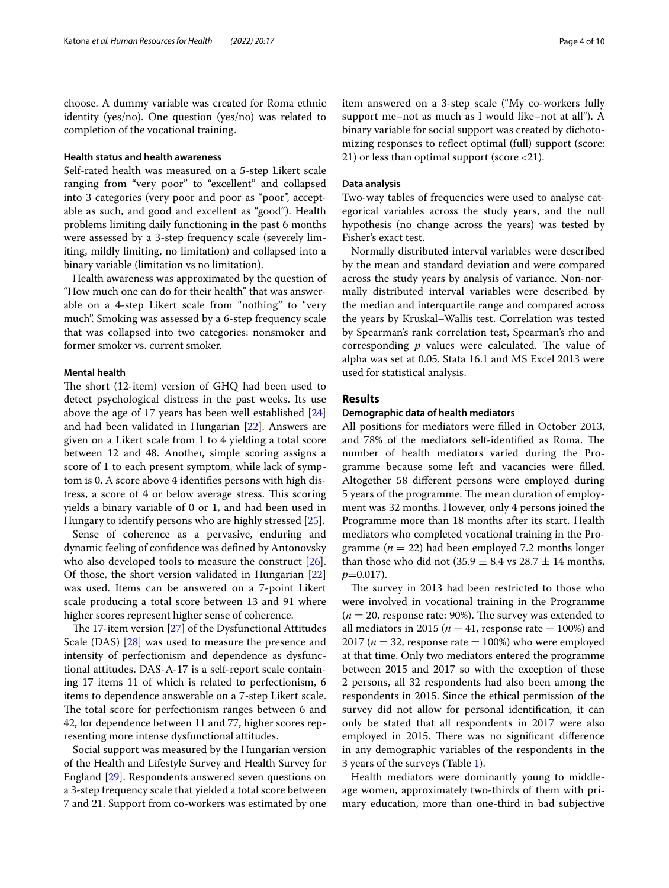choose. A dummy variable was created for Roma ethnic identity (yes/no). One question (yes/no) was related to completion of the vocational training.

#### Health status and health awareness

Self-rated health was measured on a 5-step Likert scale ranging from "very poor" to "excellent" and collapsed into 3 categories (very poor and poor as "poor", acceptable as such, and good and excellent as "good"). Health problems limiting daily functioning in the past 6 months were assessed by a 3-step frequency scale (severely limiting, mildly limiting, no limitation) and collapsed into a binary variable (limitation vs no limitation).

Health awareness was approximated by the question of "How much one can do for their health" that was answerable on a 4-step Likert scale from "nothing" to "very much". Smoking was assessed by a 6-step frequency scale that was collapsed into two categories: nonsmoker and former smoker vs. current smoker.

#### Mental health

The short (12-item) version of GHQ had been used to detect psychological distress in the past weeks. Its use above the age of 17 years has been well established [24] and had been validated in Hungarian [22]. Answers are given on a Likert scale from 1 to 4 yielding a total score between 12 and 48. Another, simple scoring assigns a score of 1 to each present symptom, while lack of symptom is 0. A score above 4 identifies persons with high distress, a score of 4 or below average stress. This scoring yields a binary variable of 0 or 1, and had been used in Hungary to identify persons who are highly stressed [25].

Sense of coherence as a pervasive, enduring and dynamic feeling of confidence was defined by Antonovsky who also developed tools to measure the construct [26]. Of those, the short version validated in Hungarian [22] was used. Items can be answered on a 7-point Likert scale producing a total score between 13 and 91 where higher scores represent higher sense of coherence.

The 17-item version [27] of the Dysfunctional Attitudes Scale (DAS) [28] was used to measure the presence and intensity of perfectionism and dependence as dysfunctional attitudes. DAS-A-17 is a self-report scale containing 17 items 11 of which is related to perfectionism, 6 items to dependence answerable on a 7-step Likert scale. The total score for perfectionism ranges between 6 and 42, for dependence between 11 and 77, higher scores representing more intense dysfunctional attitudes.

Social support was measured by the Hungarian version of the Health and Lifestyle Survey and Health Survey for England [29]. Respondents answered seven questions on a 3-step frequency scale that yielded a total score between 7 and 21. Support from co-workers was estimated by one item answered on a 3-step scale ("My co-workers fully support me–not as much as I would like–not at all"). A binary variable for social support was created by dichotomizing responses to reflect optimal (full) support (score: 21) or less than optimal support (score <21).

#### Data analysis

Two-way tables of frequencies were used to analyse categorical variables across the study years, and the null hypothesis (no change across the years) was tested by Fisher's exact test.

Normally distributed interval variables were described by the mean and standard deviation and were compared across the study years by analysis of variance. Non-normally distributed interval variables were described by the median and interquartile range and compared across the years by Kruskal–Wallis test. Correlation was tested by Spearman's rank correlation test, Spearman's rho and corresponding $p$ values were calculated. The value of alpha was set at 0.05. Stata 16.1 and MS Excel 2013 were used for statistical analysis.

## Results

#### Demographic data of health mediators

All positions for mediators were filled in October 2013, and 78% of the mediators self-identified as Roma. The number of health mediators varied during the Programme because some left and vacancies were filled. Altogether 58 different persons were employed during 5 years of the programme. The mean duration of employment was 32 months. However, only 4 persons joined the Programme more than 18 months after its start. Health mediators who completed vocational training in the Programme ($n = 22$) had been employed 7.2 months longer than those who did not ($35.9 \pm 8.4$ vs $28.7 \pm 14$ months, $p$=0.017).

The survey in 2013 had been restricted to those who were involved in vocational training in the Programme ($n = 20$, response rate: 90%). The survey was extended to all mediators in 2015 ($n = 41$, response rate = 100%) and 2017 ($n = 32$, response rate = 100%) who were employed at that time. Only two mediators entered the programme between 2015 and 2017 so with the exception of these 2 persons, all 32 respondents had also been among the respondents in 2015. Since the ethical permission of the survey did not allow for personal identification, it can only be stated that all respondents in 2017 were also employed in 2015. There was no significant difference in any demographic variables of the respondents in the 3 years of the surveys (Table 1).

Health mediators were dominantly young to middle-age women, approximately two-thirds of them with primary education, more than one-third in bad subjective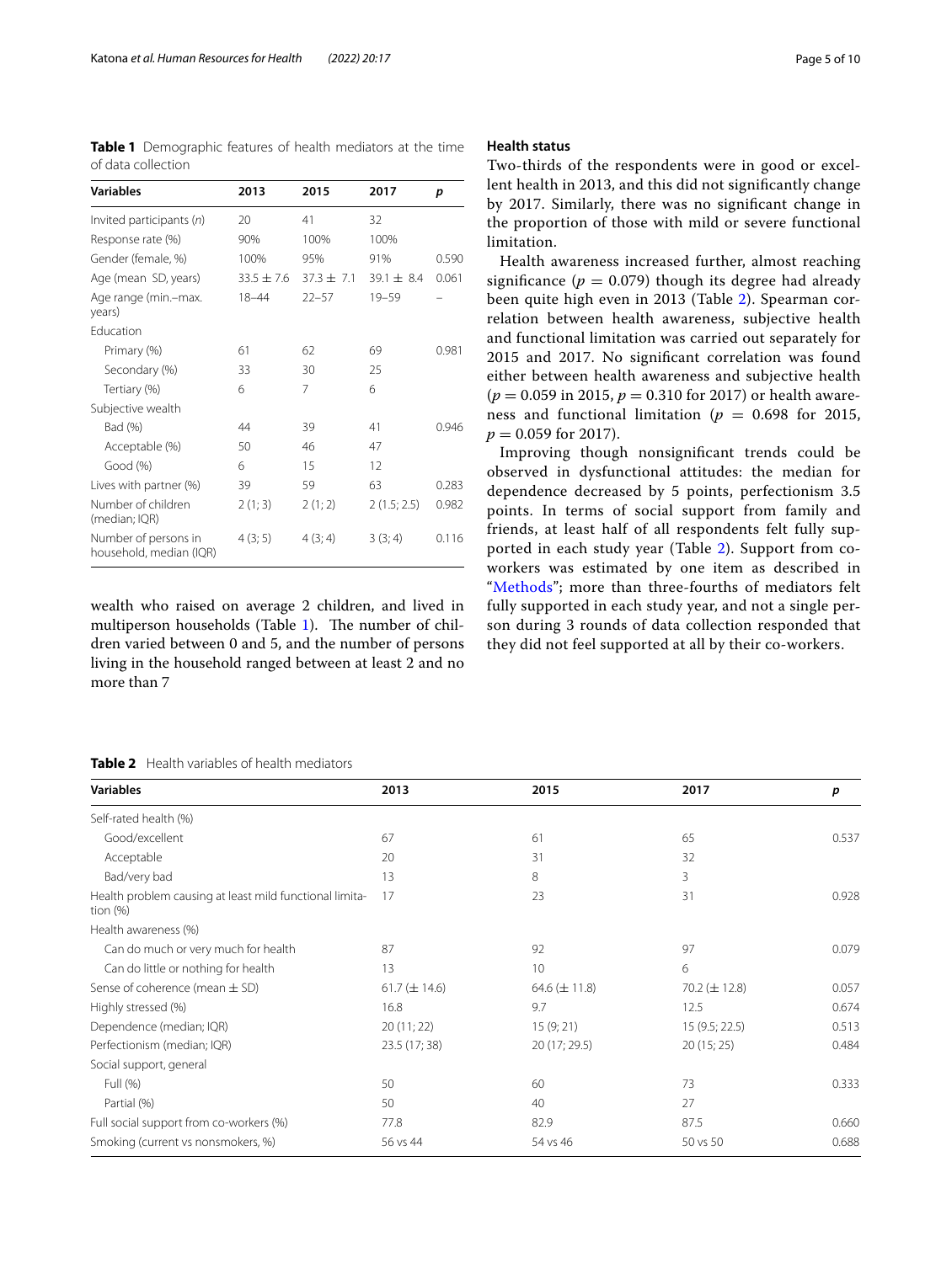**Table 1** Demographic features of health mediators at the time of data collection

| Variables | 2013 | 2015 | 2017 | *p* |
|---|---|---|---|---|
| Invited participants (*n*) | 20 | 41 | 32 | |
| Response rate (%) | 90% | 100% | 100% | |
| Gender (female, %) | 100% | 95% | 91% | 0.590 |
| Age (mean SD, years) | 33.5 ± 7.6 | 37.3 ± 7.1 | 39.1 ± 8.4 | 0.061 |
| Age range (min.–max. years) | 18–44 | 22–57 | 19–59 | – |
| Education | | | | |
| Primary (%) | 61 | 62 | 69 | 0.981 |
| Secondary (%) | 33 | 30 | 25 | |
| Tertiary (%) | 6 | 7 | 6 | |
| Subjective wealth | | | | |
| Bad (%) | 44 | 39 | 41 | 0.946 |
| Acceptable (%) | 50 | 46 | 47 | |
| Good (%) | 6 | 15 | 12 | |
| Lives with partner (%) | 39 | 59 | 63 | 0.283 |
| Number of children (median; IQR) | 2 (1; 3) | 2 (1; 2) | 2 (1.5; 2.5) | 0.982 |
| Number of persons in household, median (IQR) | 4 (3; 5) | 4 (3; 4) | 3 (3; 4) | 0.116 |

wealth who raised on average 2 children, and lived in multiperson households (Table 1). The number of children varied between 0 and 5, and the number of persons living in the household ranged between at least 2 and no more than 7

### Health status

Two-thirds of the respondents were in good or excellent health in 2013, and this did not significantly change by 2017. Similarly, there was no significant change in the proportion of those with mild or severe functional limitation.

Health awareness increased further, almost reaching significance ($p = 0.079$) though its degree had already been quite high even in 2013 (Table 2). Spearman correlation between health awareness, subjective health and functional limitation was carried out separately for 2015 and 2017. No significant correlation was found either between health awareness and subjective health ($p = 0.059$ in 2015, $p = 0.310$ for 2017) or health awareness and functional limitation ($p = 0.698$ for 2015, $p = 0.059$ for 2017).

Improving though nonsignificant trends could be observed in dysfunctional attitudes: the median for dependence decreased by 5 points, perfectionism 3.5 points. In terms of social support from family and friends, at least half of all respondents felt fully supported in each study year (Table 2). Support from co-workers was estimated by one item as described in "Methods"; more than three-fourths of mediators felt fully supported in each study year, and not a single person during 3 rounds of data collection responded that they did not feel supported at all by their co-workers.

**Table 2** Health variables of health mediators

| Variables | 2013 | 2015 | 2017 | *p* |
|---|---|---|---|---|
| Self-rated health (%) | | | | |
| Good/excellent | 67 | 61 | 65 | 0.537 |
| Acceptable | 20 | 31 | 32 | |
| Bad/very bad | 13 | 8 | 3 | |
| Health problem causing at least mild functional limitation (%) | 17 | 23 | 31 | 0.928 |
| Health awareness (%) | | | | |
| Can do much or very much for health | 87 | 92 | 97 | 0.079 |
| Can do little or nothing for health | 13 | 10 | 6 | |
| Sense of coherence (mean ± SD) | 61.7 (± 14.6) | 64.6 (± 11.8) | 70.2 (± 12.8) | 0.057 |
| Highly stressed (%) | 16.8 | 9.7 | 12.5 | 0.674 |
| Dependence (median; IQR) | 20 (11; 22) | 15 (9; 21) | 15 (9.5; 22.5) | 0.513 |
| Perfectionism (median; IQR) | 23.5 (17; 38) | 20 (17; 29.5) | 20 (15; 25) | 0.484 |
| Social support, general | | | | |
| Full (%) | 50 | 60 | 73 | 0.333 |
| Partial (%) | 50 | 40 | 27 | |
| Full social support from co-workers (%) | 77.8 | 82.9 | 87.5 | 0.660 |
| Smoking (current vs nonsmokers, %) | 56 vs 44 | 54 vs 46 | 50 vs 50 | 0.688 |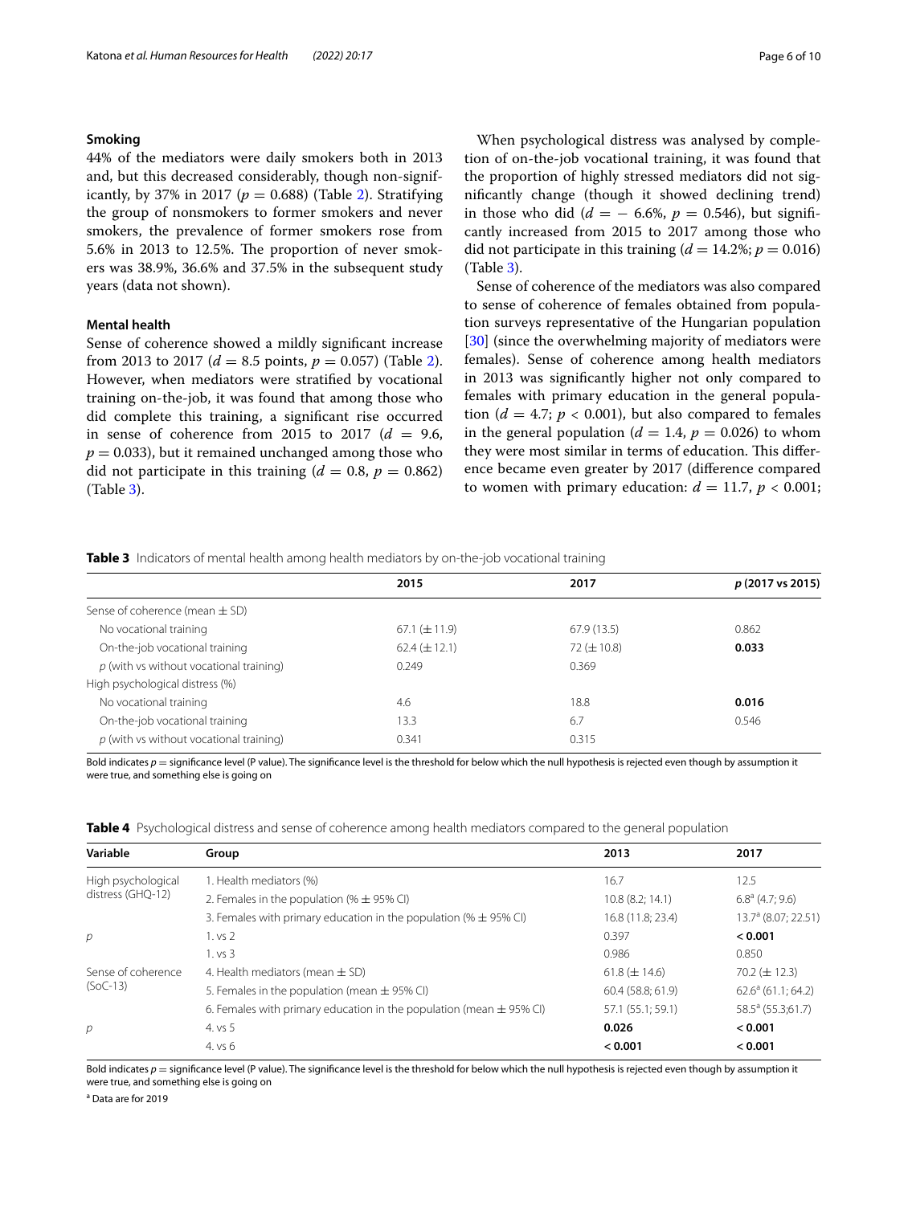### Smoking

44% of the mediators were daily smokers both in 2013 and, but this decreased considerably, though non-significantly, by 37% in 2017 ($p = 0.688$) (Table 2). Stratifying the group of nonsmokers to former smokers and never smokers, the prevalence of former smokers rose from 5.6% in 2013 to 12.5%. The proportion of never smokers was 38.9%, 36.6% and 37.5% in the subsequent study years (data not shown).

### Mental health

Sense of coherence showed a mildly significant increase from 2013 to 2017 ($d = 8.5$ points, $p = 0.057$) (Table 2). However, when mediators were stratified by vocational training on-the-job, it was found that among those who did complete this training, a significant rise occurred in sense of coherence from 2015 to 2017 ($d = 9.6$, $p = 0.033$), but it remained unchanged among those who did not participate in this training ($d = 0.8$, $p = 0.862$) (Table 3).

When psychological distress was analysed by completion of on-the-job vocational training, it was found that the proportion of highly stressed mediators did not significantly change (though it showed declining trend) in those who did ($d = -6.6\%$, $p = 0.546$), but significantly increased from 2015 to 2017 among those who did not participate in this training ($d = 14.2\%$; $p = 0.016$) (Table 3).

Sense of coherence of the mediators was also compared to sense of coherence of females obtained from population surveys representative of the Hungarian population [30] (since the overwhelming majority of mediators were females). Sense of coherence among health mediators in 2013 was significantly higher not only compared to females with primary education in the general population ($d = 4.7$; $p < 0.001$), but also compared to females in the general population ($d = 1.4$, $p = 0.026$) to whom they were most similar in terms of education. This difference became even greater by 2017 (difference compared to women with primary education: $d = 11.7$, $p < 0.001$;

**Table 3** Indicators of mental health among health mediators by on-the-job vocational training

| | 2015 | 2017 | *p* (2017 vs 2015) |
|---|---|---|---|
| Sense of coherence (mean ± SD) | | | |
| No vocational training | 67.1 (± 11.9) | 67.9 (13.5) | 0.862 |
| On-the-job vocational training | 62.4 (± 12.1) | 72 (± 10.8) | **0.033** |
| *p* (with vs without vocational training) | 0.249 | 0.369 | |
| High psychological distress (%) | | | |
| No vocational training | 4.6 | 18.8 | **0.016** |
| On-the-job vocational training | 13.3 | 6.7 | 0.546 |
| *p* (with vs without vocational training) | 0.341 | 0.315 | |

Bold indicates $p =$ significance level (P value). The significance level is the threshold for below which the null hypothesis is rejected even though by assumption it were true, and something else is going on

**Table 4** Psychological distress and sense of coherence among health mediators compared to the general population

| Variable | Group | 2013 | 2017 |
|---|---|---|---|
| High psychological distress (GHQ-12) | 1. Health mediators (%) | 16.7 | 12.5 |
| | 2. Females in the population (% ± 95% CI) | 10.8 (8.2; 14.1) | 6.8[a] (4.7; 9.6) |
| | 3. Females with primary education in the population (% ± 95% CI) | 16.8 (11.8; 23.4) | 13.7[a] (8.07; 22.51) |
| *p* | 1. vs 2 | 0.397 | **< 0.001** |
| | 1. vs 3 | 0.986 | 0.850 |
| Sense of coherence (SoC-13) | 4. Health mediators (mean ± SD) | 61.8 (± 14.6) | 70.2 (± 12.3) |
| | 5. Females in the population (mean ± 95% CI) | 60.4 (58.8; 61.9) | 62.6[a] (61.1; 64.2) |
| | 6. Females with primary education in the population (mean ± 95% CI) | 57.1 (55.1; 59.1) | 58.5[a] (55.3;61.7) |
| *p* | 4. vs 5 | **0.026** | **< 0.001** |
| | 4. vs 6 | **< 0.001** | **< 0.001** |

Bold indicates $p =$ significance level (P value). The significance level is the threshold for below which the null hypothesis is rejected even though by assumption it were true, and something else is going on

[a] Data are for 2019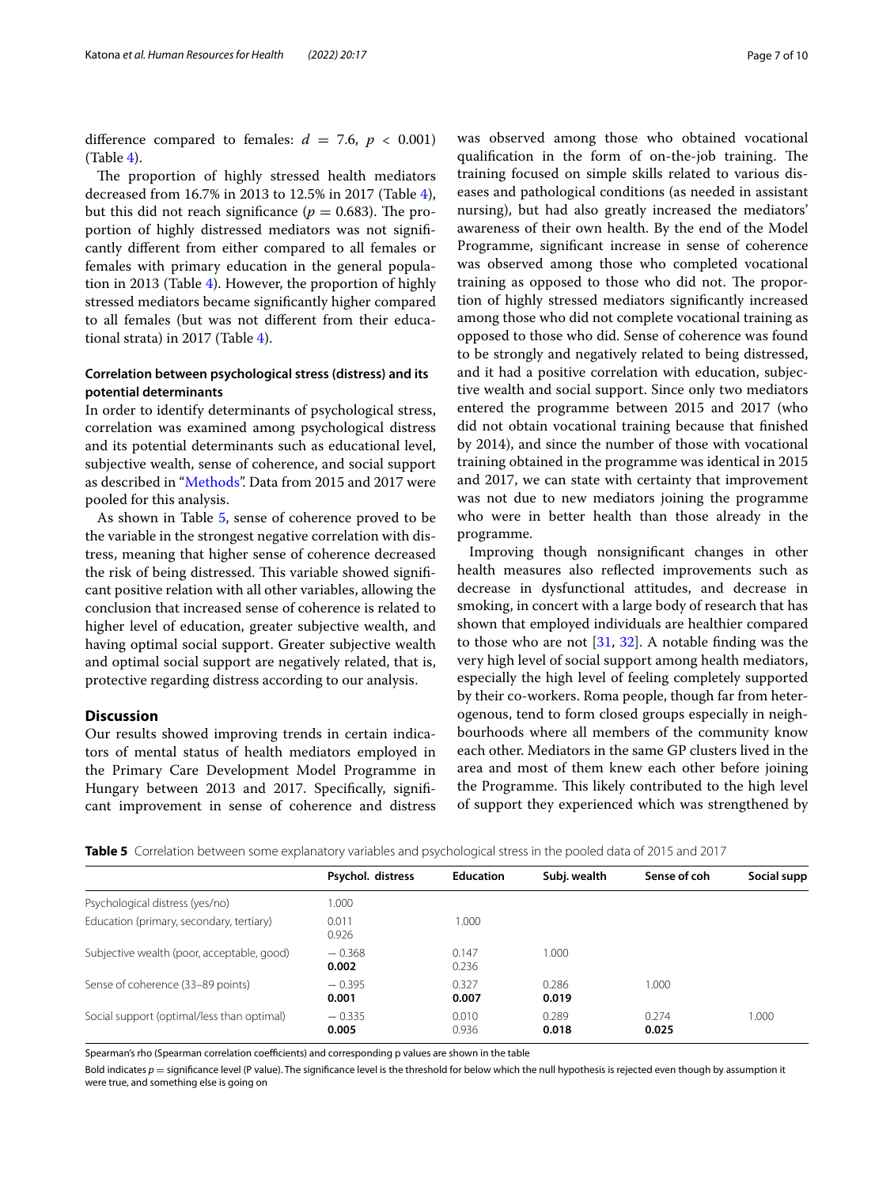difference compared to females: $d = 7.6$, $p < 0.001$) (Table 4).

The proportion of highly stressed health mediators decreased from 16.7% in 2013 to 12.5% in 2017 (Table 4), but this did not reach significance ($p = 0.683$). The proportion of highly distressed mediators was not significantly different from either compared to all females or females with primary education in the general population in 2013 (Table 4). However, the proportion of highly stressed mediators became significantly higher compared to all females (but was not different from their educational strata) in 2017 (Table 4).

### Correlation between psychological stress (distress) and its potential determinants

In order to identify determinants of psychological stress, correlation was examined among psychological distress and its potential determinants such as educational level, subjective wealth, sense of coherence, and social support as described in "Methods". Data from 2015 and 2017 were pooled for this analysis.

As shown in Table 5, sense of coherence proved to be the variable in the strongest negative correlation with distress, meaning that higher sense of coherence decreased the risk of being distressed. This variable showed significant positive relation with all other variables, allowing the conclusion that increased sense of coherence is related to higher level of education, greater subjective wealth, and having optimal social support. Greater subjective wealth and optimal social support are negatively related, that is, protective regarding distress according to our analysis.

## Discussion

Our results showed improving trends in certain indicators of mental status of health mediators employed in the Primary Care Development Model Programme in Hungary between 2013 and 2017. Specifically, significant improvement in sense of coherence and distress was observed among those who obtained vocational qualification in the form of on-the-job training. The training focused on simple skills related to various diseases and pathological conditions (as needed in assistant nursing), but had also greatly increased the mediators' awareness of their own health. By the end of the Model Programme, significant increase in sense of coherence was observed among those who completed vocational training as opposed to those who did not. The proportion of highly stressed mediators significantly increased among those who did not complete vocational training as opposed to those who did. Sense of coherence was found to be strongly and negatively related to being distressed, and it had a positive correlation with education, subjective wealth and social support. Since only two mediators entered the programme between 2015 and 2017 (who did not obtain vocational training because that finished by 2014), and since the number of those with vocational training obtained in the programme was identical in 2015 and 2017, we can state with certainty that improvement was not due to new mediators joining the programme who were in better health than those already in the programme.

Improving though nonsignificant changes in other health measures also reflected improvements such as decrease in dysfunctional attitudes, and decrease in smoking, in concert with a large body of research that has shown that employed individuals are healthier compared to those who are not [31, 32]. A notable finding was the very high level of social support among health mediators, especially the high level of feeling completely supported by their co-workers. Roma people, though far from heterogeneous, tend to form closed groups especially in neighbourhoods where all members of the community know each other. Mediators in the same GP clusters lived in the area and most of them knew each other before joining the Programme. This likely contributed to the high level of support they experienced which was strengthened by

**Table 5** Correlation between some explanatory variables and psychological stress in the pooled data of 2015 and 2017

| | Psychol. distress | Education | Subj. wealth | Sense of coh | Social supp |
|---|---|---|---|---|---|
| Psychological distress (yes/no) | 1.000 | | | | |
| Education (primary, secondary, tertiary) | 0.011<br>0.926 | 1.000 | | | |
| Subjective wealth (poor, acceptable, good) | − 0.368<br>**0.002** | 0.147<br>0.236 | 1.000 | | |
| Sense of coherence (33–89 points) | − 0.395<br>**0.001** | 0.327<br>**0.007** | 0.286<br>**0.019** | 1.000 | |
| Social support (optimal/less than optimal) | − 0.335<br>**0.005** | 0.010<br>0.936 | 0.289<br>**0.018** | 0.274<br>**0.025** | 1.000 |

Spearman's rho (Spearman correlation coefficients) and corresponding p values are shown in the table

Bold indicates $p$ = significance level (P value). The significance level is the threshold for below which the null hypothesis is rejected even though by assumption it were true, and something else is going on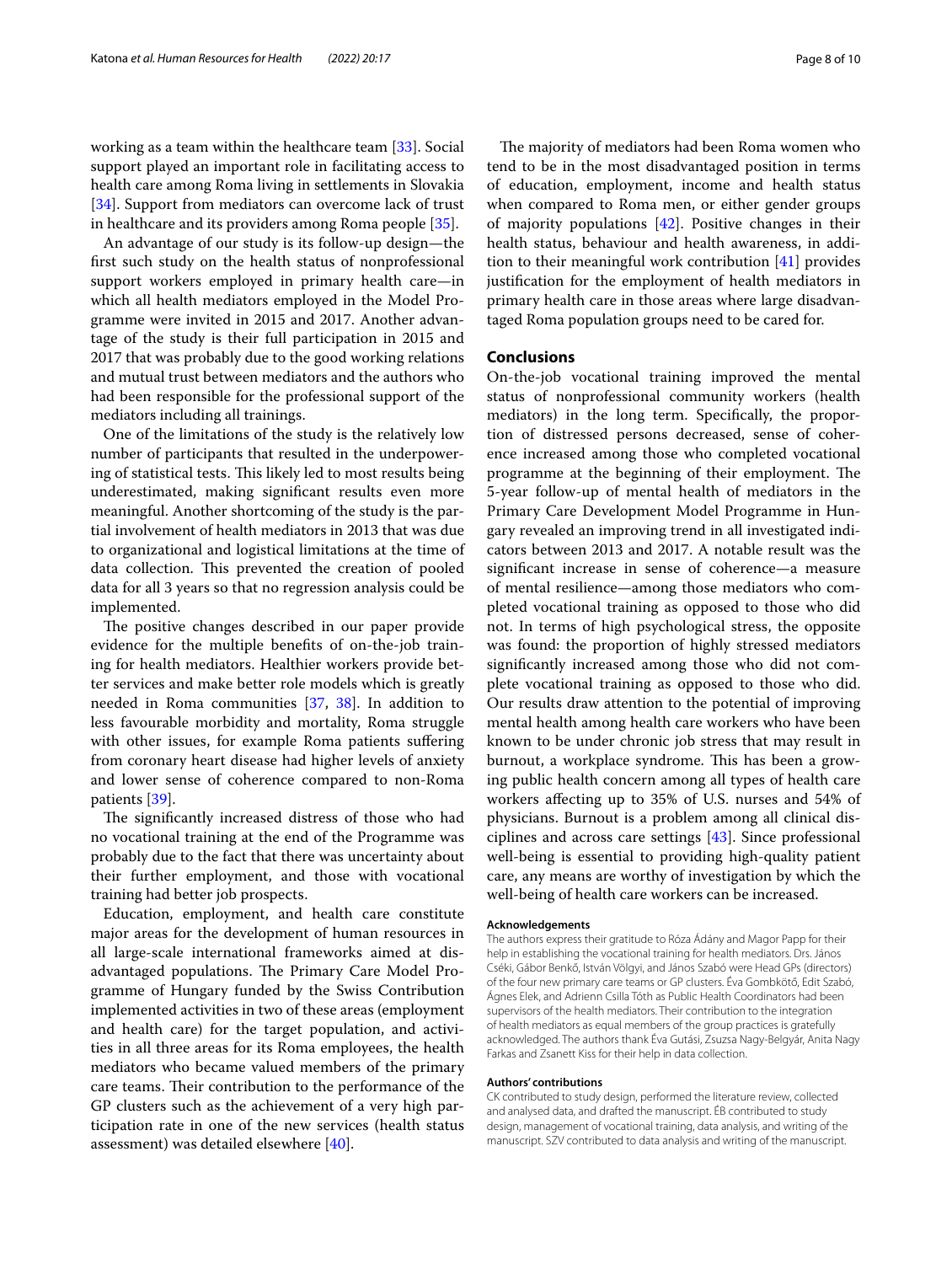working as a team within the healthcare team [33]. Social support played an important role in facilitating access to health care among Roma living in settlements in Slovakia [34]. Support from mediators can overcome lack of trust in healthcare and its providers among Roma people [35].

An advantage of our study is its follow-up design—the first such study on the health status of nonprofessional support workers employed in primary health care—in which all health mediators employed in the Model Programme were invited in 2015 and 2017. Another advantage of the study is their full participation in 2015 and 2017 that was probably due to the good working relations and mutual trust between mediators and the authors who had been responsible for the professional support of the mediators including all trainings.

One of the limitations of the study is the relatively low number of participants that resulted in the underpowering of statistical tests. This likely led to most results being underestimated, making significant results even more meaningful. Another shortcoming of the study is the partial involvement of health mediators in 2013 that was due to organizational and logistical limitations at the time of data collection. This prevented the creation of pooled data for all 3 years so that no regression analysis could be implemented.

The positive changes described in our paper provide evidence for the multiple benefits of on-the-job training for health mediators. Healthier workers provide better services and make better role models which is greatly needed in Roma communities [37, 38]. In addition to less favourable morbidity and mortality, Roma struggle with other issues, for example Roma patients suffering from coronary heart disease had higher levels of anxiety and lower sense of coherence compared to non-Roma patients [39].

The significantly increased distress of those who had no vocational training at the end of the Programme was probably due to the fact that there was uncertainty about their further employment, and those with vocational training had better job prospects.

Education, employment, and health care constitute major areas for the development of human resources in all large-scale international frameworks aimed at disadvantaged populations. The Primary Care Model Programme of Hungary funded by the Swiss Contribution implemented activities in two of these areas (employment and health care) for the target population, and activities in all three areas for its Roma employees, the health mediators who became valued members of the primary care teams. Their contribution to the performance of the GP clusters such as the achievement of a very high participation rate in one of the new services (health status assessment) was detailed elsewhere [40].

The majority of mediators had been Roma women who tend to be in the most disadvantaged position in terms of education, employment, income and health status when compared to Roma men, or either gender groups of majority populations [42]. Positive changes in their health status, behaviour and health awareness, in addition to their meaningful work contribution [41] provides justification for the employment of health mediators in primary health care in those areas where large disadvantaged Roma population groups need to be cared for.

## Conclusions

On-the-job vocational training improved the mental status of nonprofessional community workers (health mediators) in the long term. Specifically, the proportion of distressed persons decreased, sense of coherence increased among those who completed vocational programme at the beginning of their employment. The 5-year follow-up of mental health of mediators in the Primary Care Development Model Programme in Hungary revealed an improving trend in all investigated indicators between 2013 and 2017. A notable result was the significant increase in sense of coherence—a measure of mental resilience—among those mediators who completed vocational training as opposed to those who did not. In terms of high psychological stress, the opposite was found: the proportion of highly stressed mediators significantly increased among those who did not complete vocational training as opposed to those who did. Our results draw attention to the potential of improving mental health among health care workers who have been known to be under chronic job stress that may result in burnout, a workplace syndrome. This has been a growing public health concern among all types of health care workers affecting up to 35% of U.S. nurses and 54% of physicians. Burnout is a problem among all clinical disciplines and across care settings [43]. Since professional well-being is essential to providing high-quality patient care, any means are worthy of investigation by which the well-being of health care workers can be increased.

#### Acknowledgements

The authors express their gratitude to Róza Ádány and Magor Papp for their help in establishing the vocational training for health mediators. Drs. János Cséki, Gábor Benkő, István Völgyi, and János Szabó were Head GPs (directors) of the four new primary care teams or GP clusters. Éva Gombkötő, Edit Szabó, Ágnes Elek, and Adrienn Csilla Tóth as Public Health Coordinators had been supervisors of the health mediators. Their contribution to the integration of health mediators as equal members of the group practices is gratefully acknowledged. The authors thank Éva Gutási, Zsuzsa Nagy-Belgyár, Anita Nagy Farkas and Zsanett Kiss for their help in data collection.

#### Authors' contributions

CK contributed to study design, performed the literature review, collected and analysed data, and drafted the manuscript. ÉB contributed to study design, management of vocational training, data analysis, and writing of the manuscript. SZV contributed to data analysis and writing of the manuscript.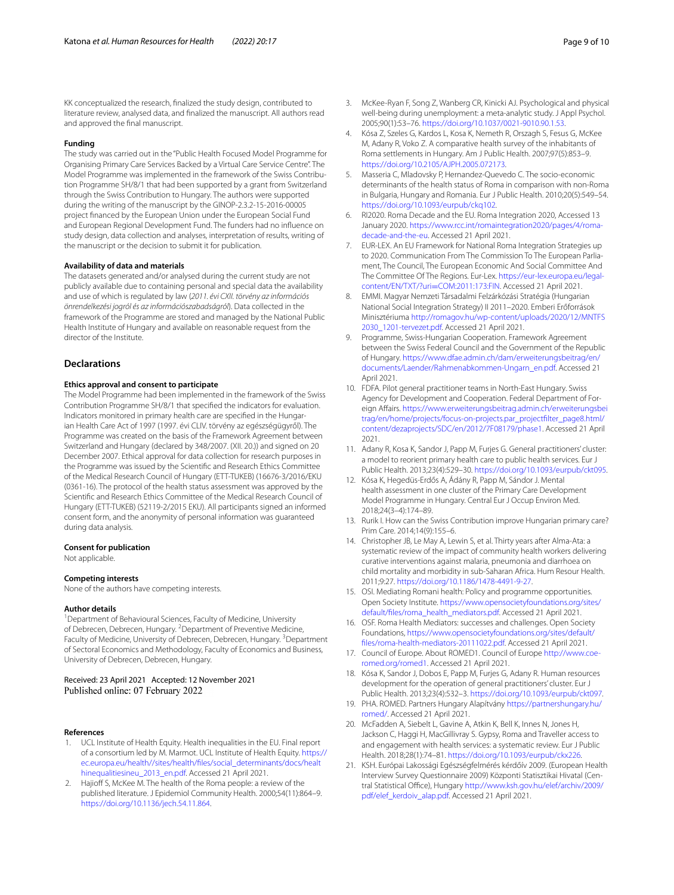KK conceptualized the research, finalized the study design, contributed to literature review, analysed data, and finalized the manuscript. All authors read and approved the final manuscript.

#### Funding

The study was carried out in the "Public Health Focused Model Programme for Organising Primary Care Services Backed by a Virtual Care Service Centre". The Model Programme was implemented in the framework of the Swiss Contribution Programme SH/8/1 that had been supported by a grant from Switzerland through the Swiss Contribution to Hungary. The authors were supported during the writing of the manuscript by the GINOP-2.3.2-15-2016-00005 project financed by the European Union under the European Social Fund and European Regional Development Fund. The funders had no influence on study design, data collection and analyses, interpretation of results, writing of the manuscript or the decision to submit it for publication.

#### Availability of data and materials

The datasets generated and/or analysed during the current study are not publicly available due to containing personal and special data the availability and use of which is regulated by law (*2011. évi CXII. törvény az információs önrendelkezési jogról és az információszabadságról*). Data collected in the framework of the Programme are stored and managed by the National Public Health Institute of Hungary and available on reasonable request from the director of the Institute.

## Declarations

#### Ethics approval and consent to participate

The Model Programme had been implemented in the framework of the Swiss Contribution Programme SH/8/1 that specified the indicators for evaluation. Indicators monitored in primary health care are specified in the Hungarian Health Care Act of 1997 (1997. évi CLIV. törvény az egészségügyről). The Programme was created on the basis of the Framework Agreement between Switzerland and Hungary (declared by 348/2007. (XII. 20.)) and signed on 20 December 2007. Ethical approval for data collection for research purposes in the Programme was issued by the Scientific and Research Ethics Committee of the Medical Research Council of Hungary (ETT-TUKEB) (16676-3/2016/EKU (0361-16). The protocol of the health status assessment was approved by the Scientific and Research Ethics Committee of the Medical Research Council of Hungary (ETT-TUKEB) (52119-2/2015 EKU). All participants signed an informed consent form, and the anonymity of personal information was guaranteed during data analysis.

#### Consent for publication

Not applicable.

#### Competing interests

None of the authors have competing interests.

#### Author details

[1]Department of Behavioural Sciences, Faculty of Medicine, University of Debrecen, Debrecen, Hungary. [2]Department of Preventive Medicine, Faculty of Medicine, University of Debrecen, Debrecen, Hungary. [3]Department of Sectoral Economics and Methodology, Faculty of Economics and Business, University of Debrecen, Debrecen, Hungary.

Received: 23 April 2021 Accepted: 12 November 2021
Published online: 07 February 2022

#### References

1. UCL Institute of Health Equity. Health inequalities in the EU. Final report of a consortium led by M. Marmot. UCL Institute of Health Equity. https://ec.europa.eu/health//sites/health/files/social_determinants/docs/healthinequalitiesineu_2013_en.pdf. Accessed 21 April 2021.
2. Hajioff S, McKee M. The health of the Roma people: a review of the published literature. J Epidemiol Community Health. 2000;54(11):864–9. https://doi.org/10.1136/jech.54.11.864.
3. McKee-Ryan F, Song Z, Wanberg CR, Kinicki AJ. Psychological and physical well-being during unemployment: a meta-analytic study. J Appl Psychol. 2005;90(1):53–76. https://doi.org/10.1037/0021-9010.90.1.53.
4. Kósa Z, Szeles G, Kardos L, Kosa K, Nemeth R, Orszagh S, Fesus G, McKee M, Adany R, Voko Z. A comparative health survey of the inhabitants of Roma settlements in Hungary. Am J Public Health. 2007;97(5):853–9. https://doi.org/10.2105/AJPH.2005.072173.
5. Masseria C, Mladovsky P, Hernandez-Quevedo C. The socio-economic determinants of the health status of Roma in comparison with non-Roma in Bulgaria, Hungary and Romania. Eur J Public Health. 2010;20(5):549–54. https://doi.org/10.1093/eurpub/ckq102.
6. RI2020. Roma Decade and the EU. Roma Integration 2020, Accessed 13 January 2020. https://www.rcc.int/romaintegration2020/pages/4/roma-decade-and-the-eu. Accessed 21 April 2021.
7. EUR-LEX. An EU Framework for National Roma Integration Strategies up to 2020. Communication From The Commission To The European Parliament, The Council, The European Economic And Social Committee And The Committee Of The Regions. Eur-Lex. https://eur-lex.europa.eu/legal-content/EN/TXT/?uri=COM:2011:173:FIN. Accessed 21 April 2021.
8. EMMI. Magyar Nemzeti Társadalmi Felzárkózási Stratégia (Hungarian National Social Integration Strategy) II 2011–2020. Emberi Erőforrások Minisztériuma http://romagov.hu/wp-content/uploads/2020/12/MNTFS2030_1201-tervezet.pdf. Accessed 21 April 2021.
9. Programme, Swiss-Hungarian Cooperation. Framework Agreement between the Swiss Federal Council and the Government of the Republic of Hungary. https://www.dfae.admin.ch/dam/erweiterungsbeitrag/en/documents/Laender/Rahmenabkommen-Ungarn_en.pdf. Accessed 21 April 2021.
10. FDFA. Pilot general practitioner teams in North-East Hungary. Swiss Agency for Development and Cooperation. Federal Department of Foreign Affairs. https://www.erweiterungsbeitrag.admin.ch/erweiterungsbeitrag/en/home/projects/focus-on-projects.par_projectfilter_page8.html/content/dezaprojects/SDC/en/2012/7F08179/phase1. Accessed 21 April 2021.
11. Adany R, Kosa K, Sandor J, Papp M, Furjes G. General practitioners' cluster: a model to reorient primary health care to public health services. Eur J Public Health. 2013;23(4):529–30. https://doi.org/10.1093/eurpub/ckt095.
12. Kósa K, Hegedüs-Erdős A, Ádány R, Papp M, Sándor J. Mental health assessment in one cluster of the Primary Care Development Model Programme in Hungary. Central Eur J Occup Environ Med. 2018;24(3–4):174–89.
13. Rurik I. How can the Swiss Contribution improve Hungarian primary care? Prim Care. 2014;14(9):155–6.
14. Christopher JB, Le May A, Lewin S, et al. Thirty years after Alma-Ata: a systematic review of the impact of community health workers delivering curative interventions against malaria, pneumonia and diarrhoea on child mortality and morbidity in sub-Saharan Africa. Hum Resour Health. 2011;9:27. https://doi.org/10.1186/1478-4491-9-27.
15. OSI. Mediating Romani health: Policy and programme opportunities. Open Society Institute. https://www.opensocietyfoundations.org/sites/default/files/roma_health_mediators.pdf. Accessed 21 April 2021.
16. OSF. Roma Health Mediators: successes and challenges. Open Society Foundations, https://www.opensocietyfoundations.org/sites/default/files/roma-health-mediators-20111022.pdf. Accessed 21 April 2021.
17. Council of Europe. About ROMED1. Council of Europe http://www.coe-romed.org/romed1. Accessed 21 April 2021.
18. Kósa K, Sandor J, Dobos E, Papp M, Furjes G, Adany R. Human resources development for the operation of general practitioners' cluster. Eur J Public Health. 2013;23(4):532–3. https://doi.org/10.1093/eurpub/ckt097.
19. PHA. ROMED. Partners Hungary Alapítvány https://partnershungary.hu/romed/. Accessed 21 April 2021.
20. McFadden A, Siebelt L, Gavine A, Atkin K, Bell K, Innes N, Jones H, Jackson C, Haggi H, MacGillivray S. Gypsy, Roma and Traveller access to and engagement with health services: a systematic review. Eur J Public Health. 2018;28(1):74–81. https://doi.org/10.1093/eurpub/ckx226.
21. KSH. Európai Lakossági Egészségfelmérés kérdőív 2009. (European Health Interview Survey Questionnaire 2009) Központi Statisztikai Hivatal (Central Statistical Office), Hungary http://www.ksh.gov.hu/elef/archiv/2009/pdf/elef_kerdoiv_alap.pdf. Accessed 21 April 2021.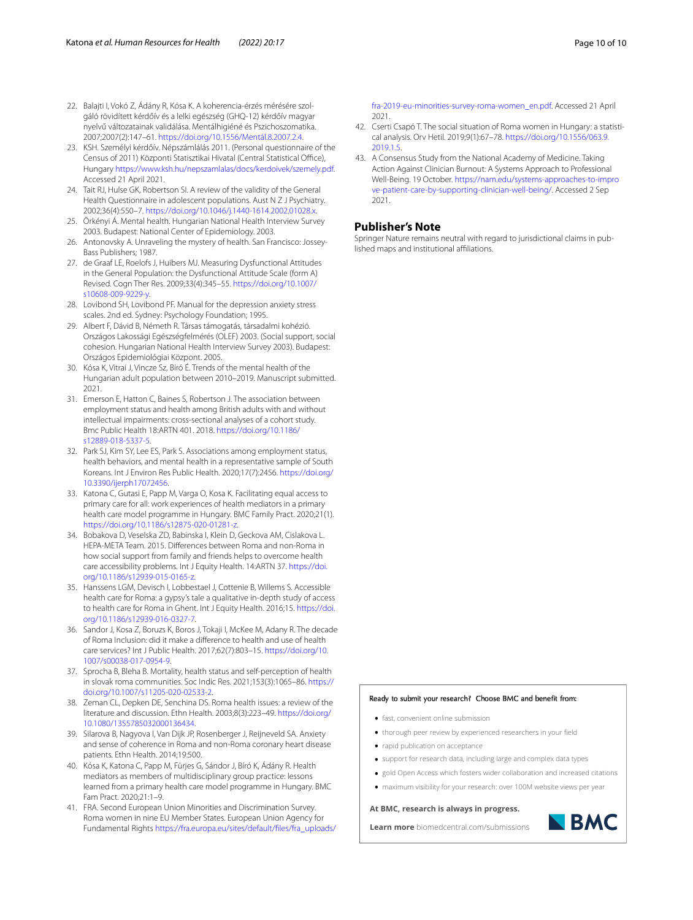22. Balajti I, Vokó Z, Ádány R, Kósa K. A koherencia-érzés mérésére szolgáló rövidített kérdőív és a lelki egészség (GHQ-12) kérdőív magyar nyelvű változatainak validálása. Mentálhigiéné és Pszichoszomatika. 2007;2007(2):147–61. https://doi.org/10.1556/Mentál.8.2007.2.4.
23. KSH. Személyi kérdőív. Népszámlálás 2011. (Personal questionnaire of the Census of 2011) Központi Statisztikai Hivatal (Central Statistical Office), Hungary https://www.ksh.hu/nepszamlalas/docs/kerdoivek/szemely.pdf. Accessed 21 April 2021.
24. Tait RJ, Hulse GK, Robertson SI. A review of the validity of the General Health Questionnaire in adolescent populations. Aust N Z J Psychiatry. 2002;36(4):550–7. https://doi.org/10.1046/j.1440-1614.2002.01028.x.
25. Örkényi Á. Mental health. Hungarian National Health Interview Survey 2003. Budapest: National Center of Epidemiology. 2003.
26. Antonovsky A. Unraveling the mystery of health. San Francisco: Jossey-Bass Publishers; 1987.
27. de Graaf LE, Roelofs J, Huibers MJ. Measuring Dysfunctional Attitudes in the General Population: the Dysfunctional Attitude Scale (form A) Revised. Cogn Ther Res. 2009;33(4):345–55. https://doi.org/10.1007/s10608-009-9229-y.
28. Lovibond SH, Lovibond PF. Manual for the depression anxiety stress scales. 2nd ed. Sydney: Psychology Foundation; 1995.
29. Albert F, Dávid B, Németh R. Társas támogatás, társadalmi kohézió. Országos Lakossági Egészségfelmérés (OLEF) 2003. (Social support, social cohesion. Hungarian National Health Interview Survey 2003). Budapest: Országos Epidemiológiai Központ. 2005.
30. Kósa K, Vitrai J, Vincze Sz, Bíró É. Trends of the mental health of the Hungarian adult population between 2010–2019. Manuscript submitted. 2021.
31. Emerson E, Hatton C, Baines S, Robertson J. The association between employment status and health among British adults with and without intellectual impairments: cross-sectional analyses of a cohort study. Bmc Public Health 18:ARTN 401. 2018. https://doi.org/10.1186/s12889-018-5337-5.
32. Park SJ, Kim SY, Lee ES, Park S. Associations among employment status, health behaviors, and mental health in a representative sample of South Koreans. Int J Environ Res Public Health. 2020;17(7):2456. https://doi.org/10.3390/ijerph17072456.
33. Katona C, Gutasi E, Papp M, Varga O, Kosa K. Facilitating equal access to primary care for all: work experiences of health mediators in a primary health care model programme in Hungary. BMC Family Pract. 2020;21(1). https://doi.org/10.1186/s12875-020-01281-z.
34. Bobakova D, Veselska ZD, Babinska I, Klein D, Geckova AM, Cislakova L. HEPA-META Team. 2015. Differences between Roma and non-Roma in how social support from family and friends helps to overcome health care accessibility problems. Int J Equity Health. 14:ARTN 37. https://doi.org/10.1186/s12939-015-0165-z.
35. Hanssens LGM, Devisch I, Lobbestael J, Cottenie B, Willems S. Accessible health care for Roma: a gypsy's tale a qualitative in-depth study of access to health care for Roma in Ghent. Int J Equity Health. 2016;15. https://doi.org/10.1186/s12939-016-0327-7.
36. Sandor J, Kosa Z, Boruzs K, Boros J, Tokaji I, McKee M, Adany R. The decade of Roma Inclusion: did it make a difference to health and use of health care services? Int J Public Health. 2017;62(7):803–15. https://doi.org/10.1007/s00038-017-0954-9.
37. Sprocha B, Bleha B. Mortality, health status and self-perception of health in slovak roma communities. Soc Indic Res. 2021;153(3):1065–86. https://doi.org/10.1007/s11205-020-02533-2.
38. Zeman CL, Depken DE, Senchina DS. Roma health issues: a review of the literature and discussion. Ethn Health. 2003;8(3):223–49. https://doi.org/10.1080/1355785032000136434.
39. Silarova B, Nagyova I, Van Dijk JP, Rosenberger J, Reijneveld SA. Anxiety and sense of coherence in Roma and non-Roma coronary heart disease patients. Ethn Health. 2014;19:500.
40. Kósa K, Katona C, Papp M, Fürjes G, Sándor J, Bíró K, Ádány R. Health mediators as members of multidisciplinary group practice: lessons learned from a primary health care model programme in Hungary. BMC Fam Pract. 2020;21:1–9.
41. FRA. Second European Union Minorities and Discrimination Survey. Roma women in nine EU Member States. European Union Agency for Fundamental Rights https://fra.europa.eu/sites/default/files/fra_uploads/fra-2019-eu-minorities-survey-roma-women_en.pdf. Accessed 21 April 2021.
42. Cserti Csapó T. The social situation of Roma women in Hungary: a statistical analysis. Orv Hetil. 2019;9(1):67–78. https://doi.org/10.1556/063.9.2019.1.5.
43. A Consensus Study from the National Academy of Medicine. Taking Action Against Clinician Burnout: A Systems Approach to Professional Well-Being. 19 October. https://nam.edu/systems-approaches-to-improve-patient-care-by-supporting-clinician-well-being/. Accessed 2 Sep 2021.

## Publisher's Note

Springer Nature remains neutral with regard to jurisdictional claims in published maps and institutional affiliations.

Ready to submit your research? Choose BMC and benefit from:

- fast, convenient online submission
- thorough peer review by experienced researchers in your field
- rapid publication on acceptance
- support for research data, including large and complex data types
- gold Open Access which fosters wider collaboration and increased citations
- maximum visibility for your research: over 100M website views per year

**At BMC, research is always in progress.**

**Learn more** biomedcentral.com/submissions

BMC